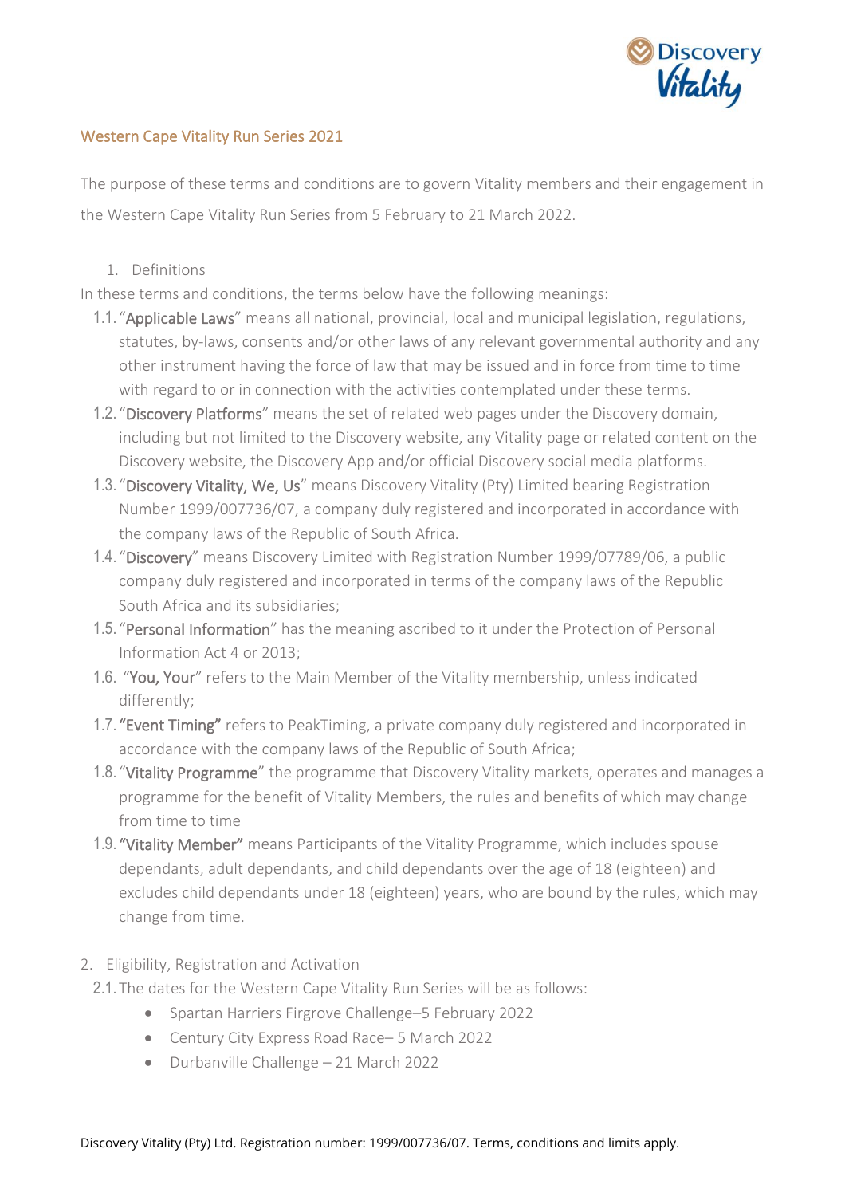## Western Cape Vitality Run Series 2021

The purpose of these terms and conditions are to govern Vitality members and their engagement in the Western Cape Vitality Run Series from 5 February to 21 March 2022.

1. Definitions

In these terms and conditions, the terms below have the following meanings:

1.1. "**Applicable Laws**" means all national, provincial, local and municipal legislation, regulations, statutes, by-laws, consents and/or other laws of any relevant governmental authority and any other instrument having the force of law that may be issued and in force from time to time with regard to or in connection with the activities contemplated under these terms.

1.2. "**Discovery Platforms**" means the set of related web pages under the Discovery domain, including but not limited to the Discovery website, any Vitality page or related content on the Discovery website, the Discovery App and/or official Discovery social media platforms.

1.3. "**Discovery Vitality, We, Us**" means Discovery Vitality (Pty) Limited bearing Registration Number 1999/007736/07, a company duly registered and incorporated in accordance with the company laws of the Republic of South Africa.

1.4. "**Discovery**" means Discovery Limited with Registration Number 1999/07789/06, a public company duly registered and incorporated in terms of the company laws of the Republic South Africa and its subsidiaries;

1.5. "**Personal Information**" has the meaning ascribed to it under the Protection of Personal Information Act 4 or 2013;

1.6. "**You, Your**" refers to the Main Member of the Vitality membership, unless indicated differently;

1.7. **"Event Timing"** refers to PeakTiming, a private company duly registered and incorporated in accordance with the company laws of the Republic of South Africa;

1.8. "**Vitality Programme**" the programme that Discovery Vitality markets, operates and manages a programme for the benefit of Vitality Members, the rules and benefits of which may change from time to time

1.9. **"Vitality Member"** means Participants of the Vitality Programme, which includes spouse dependants, adult dependants, and child dependants over the age of 18 (eighteen) and excludes child dependants under 18 (eighteen) years, who are bound by the rules, which may change from time.

2. Eligibility, Registration and Activation

2.1. The dates for the Western Cape Vitality Run Series will be as follows:

- Spartan Harriers Firgrove Challenge–5 February 2022
- Century City Express Road Race– 5 March 2022
- Durbanville Challenge – 21 March 2022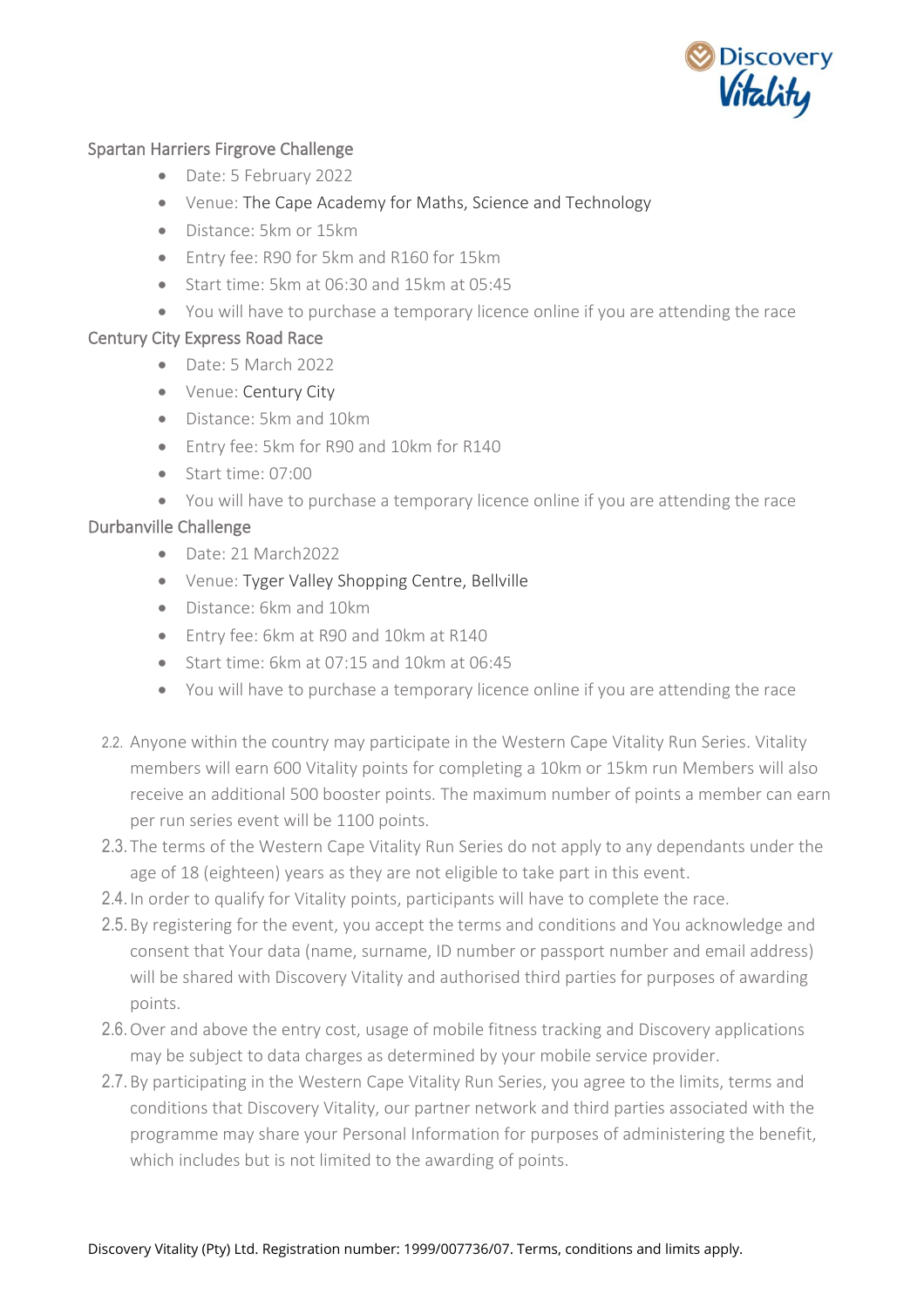Spartan Harriers Firgrove Challenge

- Date: 5 February 2022
- Venue: The Cape Academy for Maths, Science and Technology
- Distance: 5km or 15km
- Entry fee: R90 for 5km and R160 for 15km
- Start time: 5km at 06:30 and 15km at 05:45
- You will have to purchase a temporary licence online if you are attending the race

Century City Express Road Race

- Date: 5 March 2022
- Venue: Century City
- Distance: 5km and 10km
- Entry fee: 5km for R90 and 10km for R140
- Start time: 07:00
- You will have to purchase a temporary licence online if you are attending the race

Durbanville Challenge

- Date: 21 March2022
- Venue: Tyger Valley Shopping Centre, Bellville
- Distance: 6km and 10km
- Entry fee: 6km at R90 and 10km at R140
- Start time: 6km at 07:15 and 10km at 06:45
- You will have to purchase a temporary licence online if you are attending the race

2.2. Anyone within the country may participate in the Western Cape Vitality Run Series. Vitality members will earn 600 Vitality points for completing a 10km or 15km run Members will also receive an additional 500 booster points. The maximum number of points a member can earn per run series event will be 1100 points.

2.3. The terms of the Western Cape Vitality Run Series do not apply to any dependants under the age of 18 (eighteen) years as they are not eligible to take part in this event.

2.4. In order to qualify for Vitality points, participants will have to complete the race.

2.5. By registering for the event, you accept the terms and conditions and You acknowledge and consent that Your data (name, surname, ID number or passport number and email address) will be shared with Discovery Vitality and authorised third parties for purposes of awarding points.

2.6. Over and above the entry cost, usage of mobile fitness tracking and Discovery applications may be subject to data charges as determined by your mobile service provider.

2.7. By participating in the Western Cape Vitality Run Series, you agree to the limits, terms and conditions that Discovery Vitality, our partner network and third parties associated with the programme may share your Personal Information for purposes of administering the benefit, which includes but is not limited to the awarding of points.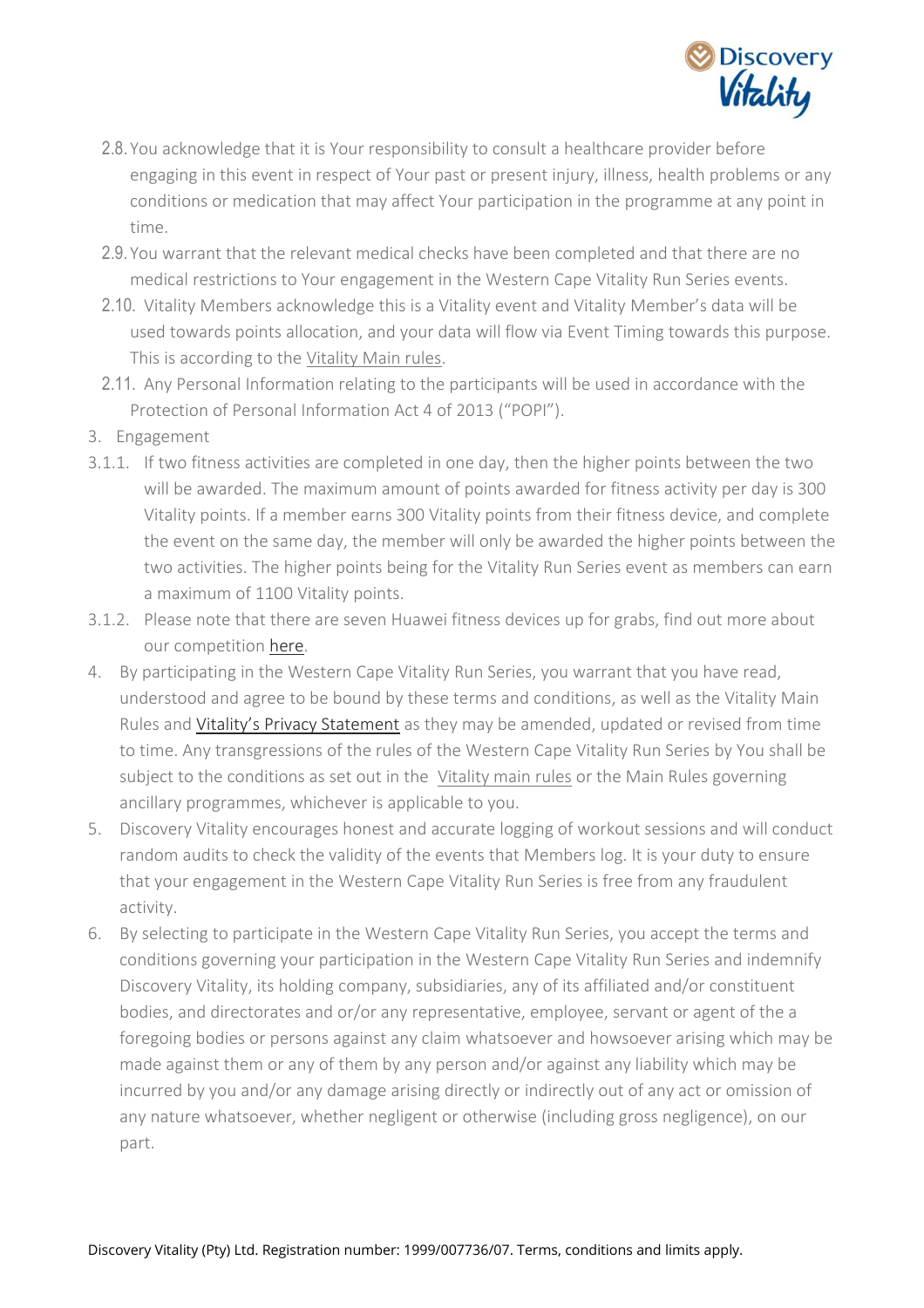2.8. You acknowledge that it is Your responsibility to consult a healthcare provider before engaging in this event in respect of Your past or present injury, illness, health problems or any conditions or medication that may affect Your participation in the programme at any point in time.

2.9. You warrant that the relevant medical checks have been completed and that there are no medical restrictions to Your engagement in the Western Cape Vitality Run Series events.

2.10. Vitality Members acknowledge this is a Vitality event and Vitality Member's data will be used towards points allocation, and your data will flow via Event Timing towards this purpose. This is according to the Vitality Main rules.

2.11. Any Personal Information relating to the participants will be used in accordance with the Protection of Personal Information Act 4 of 2013 ("POPI").

3. Engagement

3.1.1. If two fitness activities are completed in one day, then the higher points between the two will be awarded. The maximum amount of points awarded for fitness activity per day is 300 Vitality points. If a member earns 300 Vitality points from their fitness device, and complete the event on the same day, the member will only be awarded the higher points between the two activities. The higher points being for the Vitality Run Series event as members can earn a maximum of 1100 Vitality points.

3.1.2. Please note that there are seven Huawei fitness devices up for grabs, find out more about our competition here.

4. By participating in the Western Cape Vitality Run Series, you warrant that you have read, understood and agree to be bound by these terms and conditions, as well as the Vitality Main Rules and Vitality's Privacy Statement as they may be amended, updated or revised from time to time. Any transgressions of the rules of the Western Cape Vitality Run Series by You shall be subject to the conditions as set out in the Vitality main rules or the Main Rules governing ancillary programmes, whichever is applicable to you.

5. Discovery Vitality encourages honest and accurate logging of workout sessions and will conduct random audits to check the validity of the events that Members log. It is your duty to ensure that your engagement in the Western Cape Vitality Run Series is free from any fraudulent activity.

6. By selecting to participate in the Western Cape Vitality Run Series, you accept the terms and conditions governing your participation in the Western Cape Vitality Run Series and indemnify Discovery Vitality, its holding company, subsidiaries, any of its affiliated and/or constituent bodies, and directorates and or/or any representative, employee, servant or agent of the a foregoing bodies or persons against any claim whatsoever and howsoever arising which may be made against them or any of them by any person and/or against any liability which may be incurred by you and/or any damage arising directly or indirectly out of any act or omission of any nature whatsoever, whether negligent or otherwise (including gross negligence), on our part.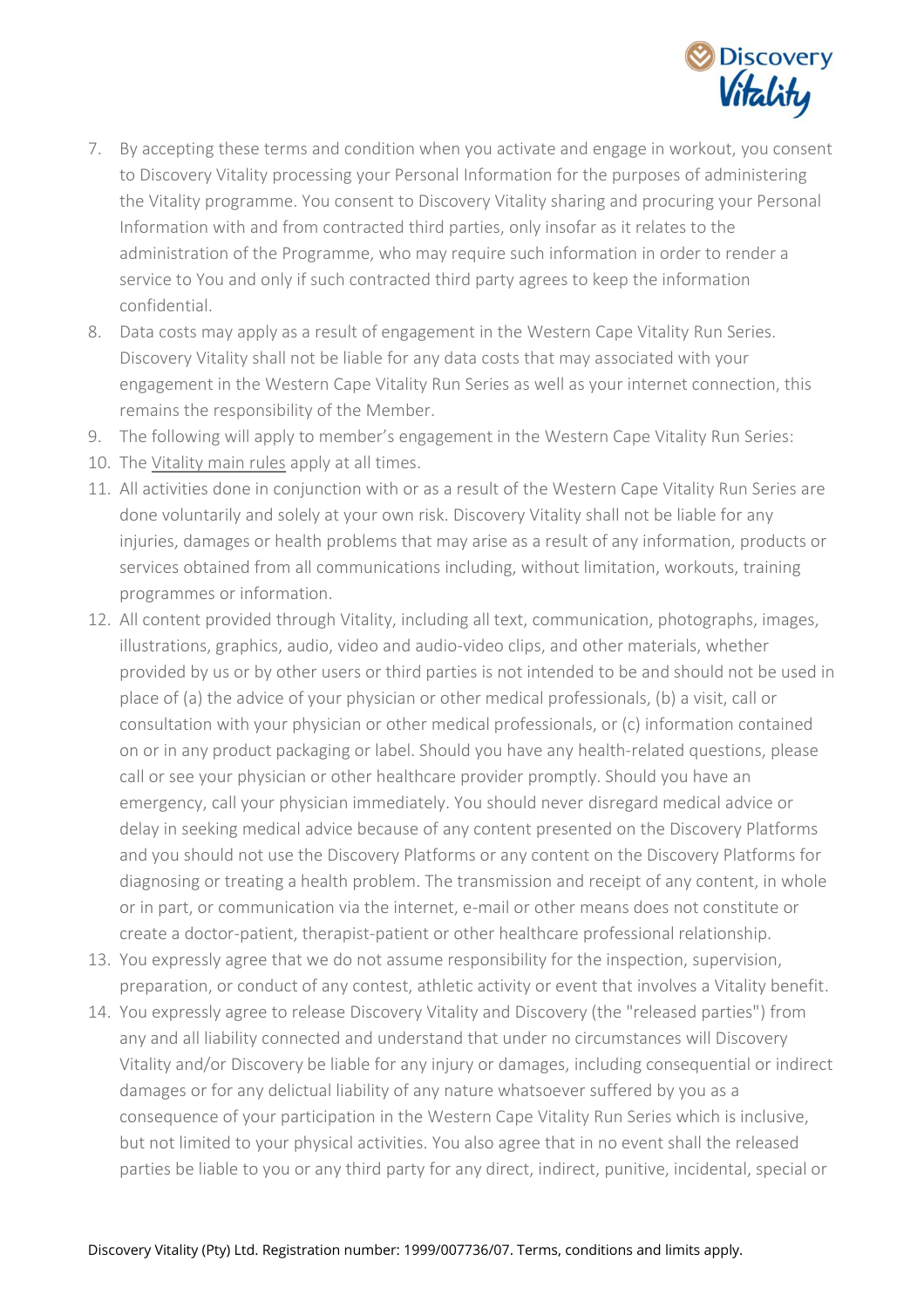7. By accepting these terms and condition when you activate and engage in workout, you consent to Discovery Vitality processing your Personal Information for the purposes of administering the Vitality programme. You consent to Discovery Vitality sharing and procuring your Personal Information with and from contracted third parties, only insofar as it relates to the administration of the Programme, who may require such information in order to render a service to You and only if such contracted third party agrees to keep the information confidential.
8. Data costs may apply as a result of engagement in the Western Cape Vitality Run Series. Discovery Vitality shall not be liable for any data costs that may associated with your engagement in the Western Cape Vitality Run Series as well as your internet connection, this remains the responsibility of the Member.
9. The following will apply to member's engagement in the Western Cape Vitality Run Series:
10. The Vitality main rules apply at all times.
11. All activities done in conjunction with or as a result of the Western Cape Vitality Run Series are done voluntarily and solely at your own risk. Discovery Vitality shall not be liable for any injuries, damages or health problems that may arise as a result of any information, products or services obtained from all communications including, without limitation, workouts, training programmes or information.
12. All content provided through Vitality, including all text, communication, photographs, images, illustrations, graphics, audio, video and audio-video clips, and other materials, whether provided by us or by other users or third parties is not intended to be and should not be used in place of (a) the advice of your physician or other medical professionals, (b) a visit, call or consultation with your physician or other medical professionals, or (c) information contained on or in any product packaging or label. Should you have any health-related questions, please call or see your physician or other healthcare provider promptly. Should you have an emergency, call your physician immediately. You should never disregard medical advice or delay in seeking medical advice because of any content presented on the Discovery Platforms and you should not use the Discovery Platforms or any content on the Discovery Platforms for diagnosing or treating a health problem. The transmission and receipt of any content, in whole or in part, or communication via the internet, e-mail or other means does not constitute or create a doctor-patient, therapist-patient or other healthcare professional relationship.
13. You expressly agree that we do not assume responsibility for the inspection, supervision, preparation, or conduct of any contest, athletic activity or event that involves a Vitality benefit.
14. You expressly agree to release Discovery Vitality and Discovery (the "released parties") from any and all liability connected and understand that under no circumstances will Discovery Vitality and/or Discovery be liable for any injury or damages, including consequential or indirect damages or for any delictual liability of any nature whatsoever suffered by you as a consequence of your participation in the Western Cape Vitality Run Series which is inclusive, but not limited to your physical activities. You also agree that in no event shall the released parties be liable to you or any third party for any direct, indirect, punitive, incidental, special or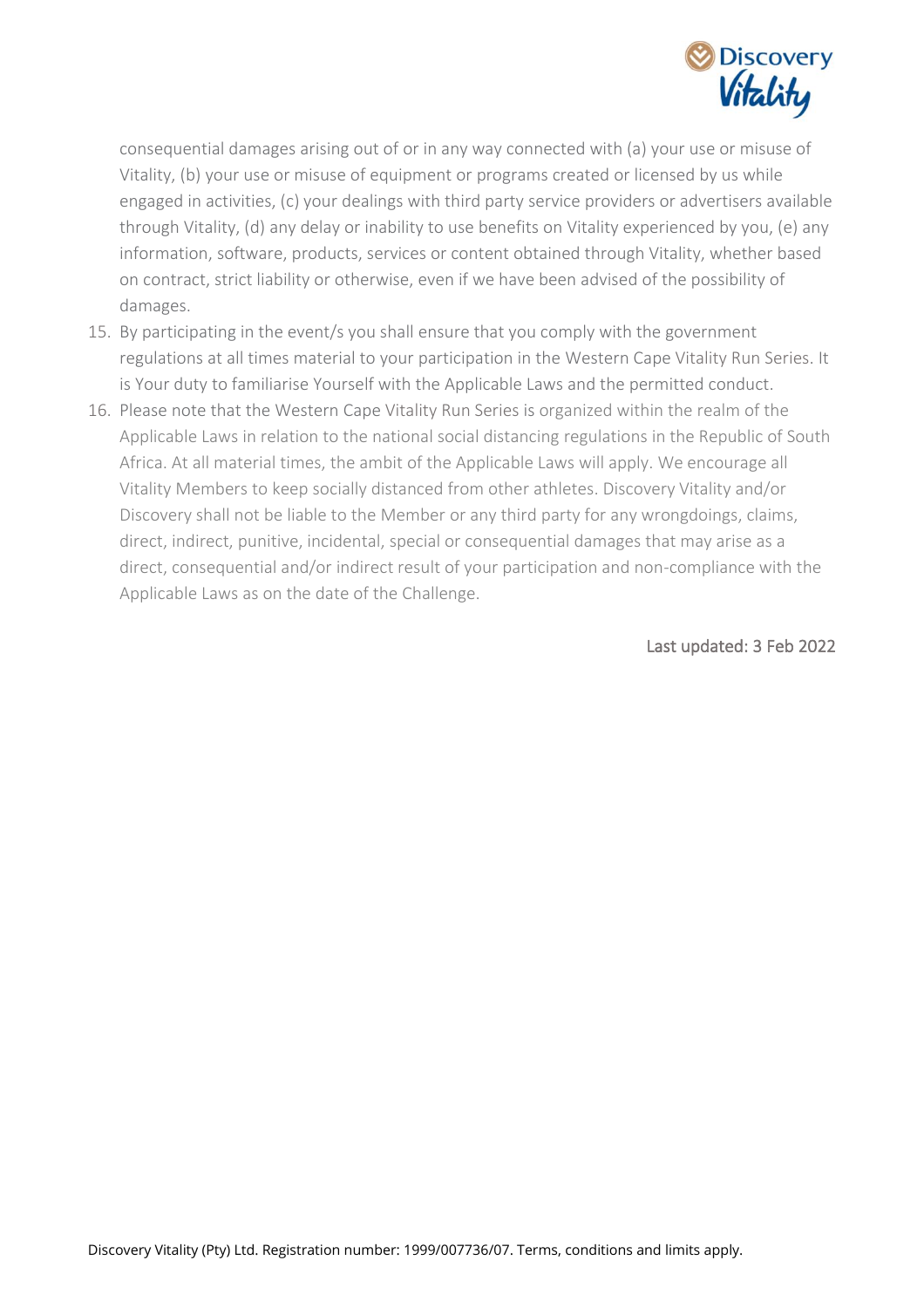consequential damages arising out of or in any way connected with (a) your use or misuse of Vitality, (b) your use or misuse of equipment or programs created or licensed by us while engaged in activities, (c) your dealings with third party service providers or advertisers available through Vitality, (d) any delay or inability to use benefits on Vitality experienced by you, (e) any information, software, products, services or content obtained through Vitality, whether based on contract, strict liability or otherwise, even if we have been advised of the possibility of damages.

15. By participating in the event/s you shall ensure that you comply with the government regulations at all times material to your participation in the Western Cape Vitality Run Series. It is Your duty to familiarise Yourself with the Applicable Laws and the permitted conduct.
16. Please note that the Western Cape Vitality Run Series is organized within the realm of the Applicable Laws in relation to the national social distancing regulations in the Republic of South Africa. At all material times, the ambit of the Applicable Laws will apply. We encourage all Vitality Members to keep socially distanced from other athletes. Discovery Vitality and/or Discovery shall not be liable to the Member or any third party for any wrongdoings, claims, direct, indirect, punitive, incidental, special or consequential damages that may arise as a direct, consequential and/or indirect result of your participation and non-compliance with the Applicable Laws as on the date of the Challenge.

Last updated: 3 Feb 2022

Discovery Vitality (Pty) Ltd. Registration number: 1999/007736/07. Terms, conditions and limits apply.